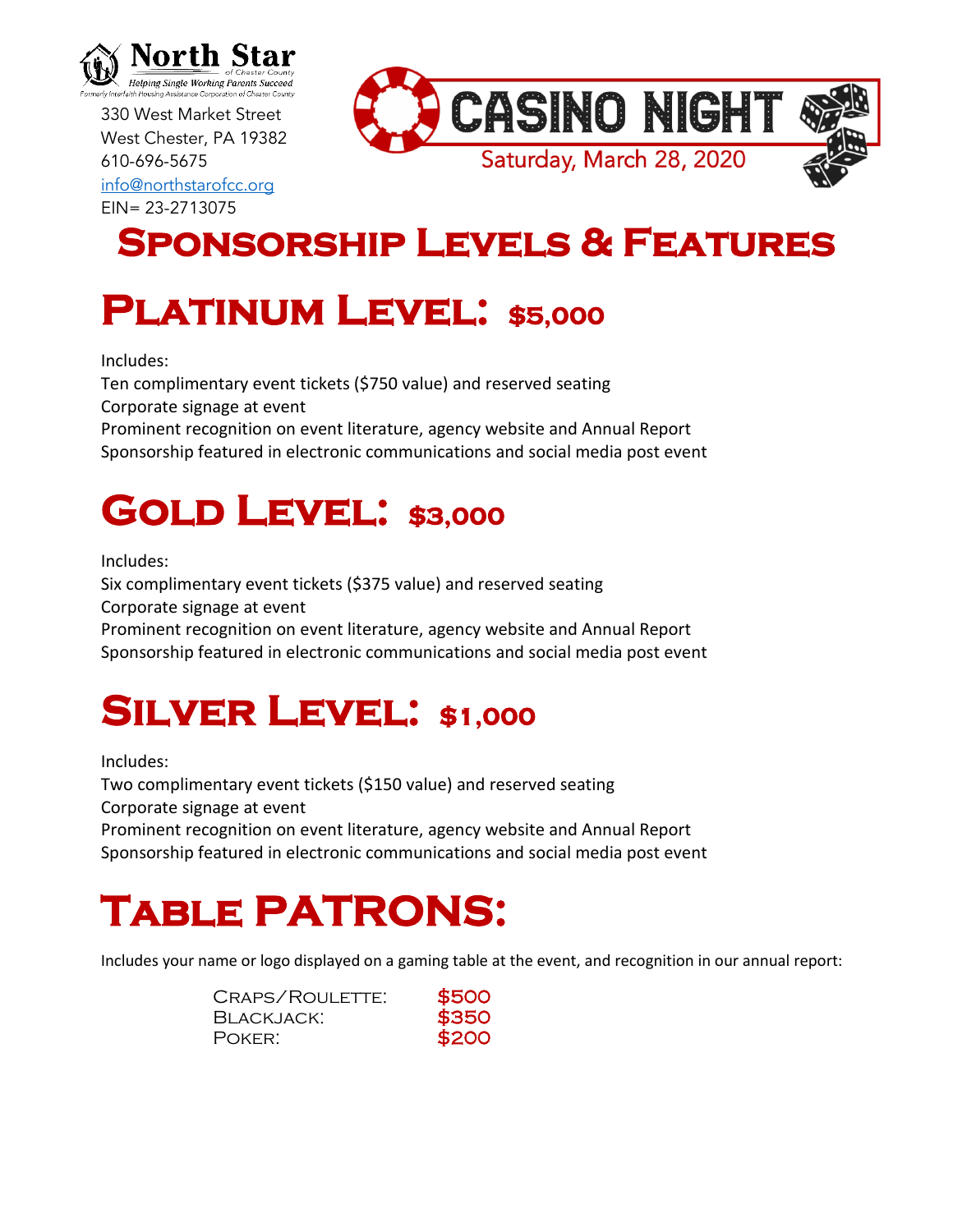North Star
of Chester County
*Helping Single Working Parents Succeed*
Formerly Interfaith Housing Assistance Corporation of Chester County

330 West Market Street
West Chester, PA 19382
610-696-5675
info@northstarofcc.org
EIN= 23-2713075

# CASINO NIGHT

Saturday, March 28, 2020

# Sponsorship Levels & Features

## Platinum Level: $5,000

Includes:
Ten complimentary event tickets ($750 value) and reserved seating
Corporate signage at event
Prominent recognition on event literature, agency website and Annual Report
Sponsorship featured in electronic communications and social media post event

## Gold Level: $3,000

Includes:
Six complimentary event tickets ($375 value) and reserved seating
Corporate signage at event
Prominent recognition on event literature, agency website and Annual Report
Sponsorship featured in electronic communications and social media post event

## Silver Level: $1,000

Includes:
Two complimentary event tickets ($150 value) and reserved seating
Corporate signage at event
Prominent recognition on event literature, agency website and Annual Report
Sponsorship featured in electronic communications and social media post event

## Table PATRONS:

Includes your name or logo displayed on a gaming table at the event, and recognition in our annual report:

| | |
|---|---|
| Craps/Roulette: | $500 |
| Blackjack: | $350 |
| Poker: | $200 |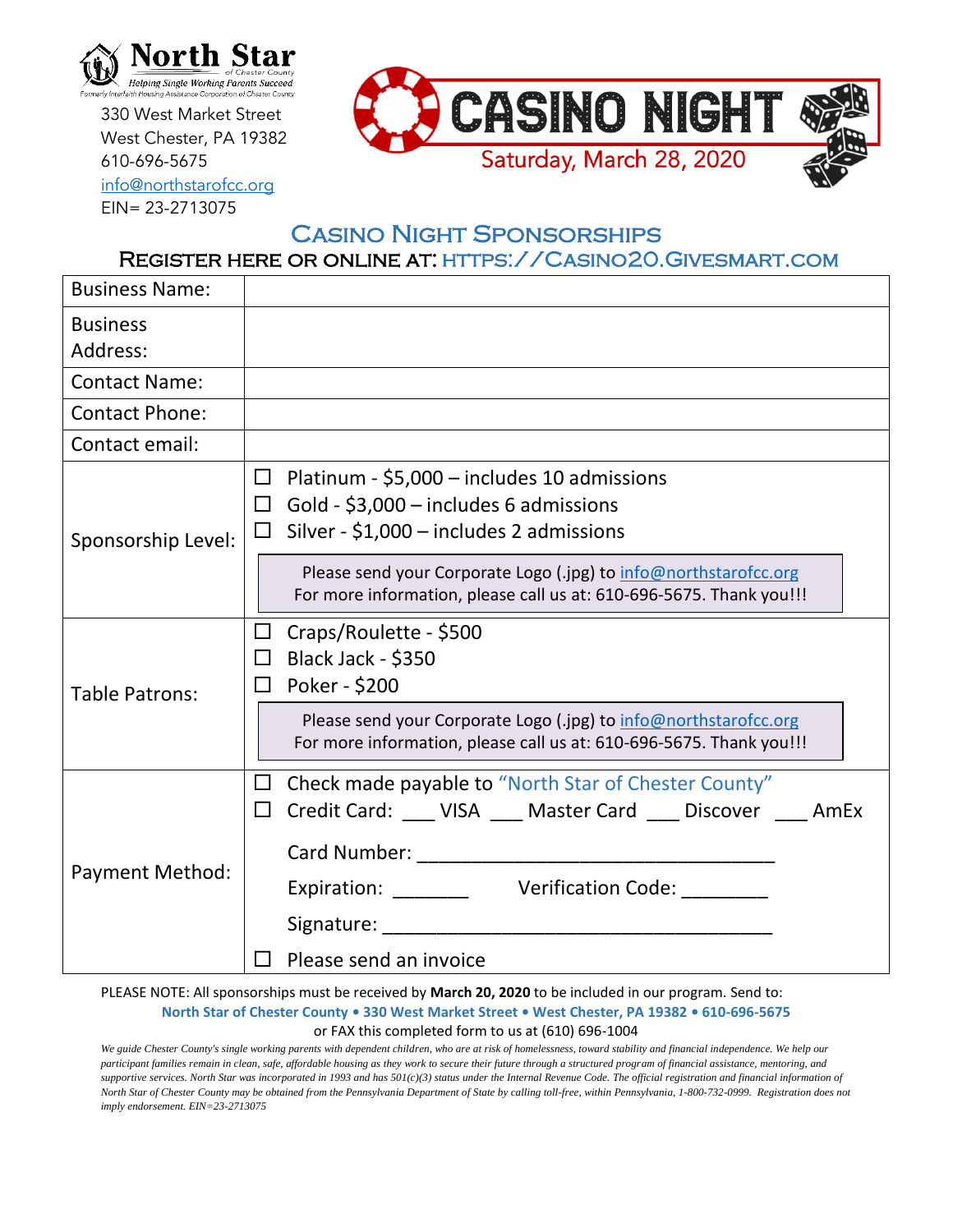North Star of Chester County
*Helping Single Working Parents Succeed*
Formerly Interfaith Housing Assistance Corporation of Chester County

330 West Market Street
West Chester, PA 19382
610-696-5675
info@northstarofcc.org
EIN= 23-2713075

# CASINO NIGHT

Saturday, March 28, 2020

## Casino Night Sponsorships

### Register here or online at: https://Casino20.Givesmart.com

| | |
|---|---|
| Business Name: | |
| Business Address: | |
| Contact Name: | |
| Contact Phone: | |
| Contact email: | |
| Sponsorship Level: | ☐ Platinum - $5,000 – includes 10 admissions<br>☐ Gold - $3,000 – includes 6 admissions<br>☐ Silver - $1,000 – includes 2 admissions<br>Please send your Corporate Logo (.jpg) to info@northstarofcc.org<br>For more information, please call us at: 610-696-5675. Thank you!!! |
| Table Patrons: | ☐ Craps/Roulette - $500<br>☐ Black Jack - $350<br>☐ Poker - $200<br>Please send your Corporate Logo (.jpg) to info@northstarofcc.org<br>For more information, please call us at: 610-696-5675. Thank you!!! |
| Payment Method: | ☐ Check made payable to "North Star of Chester County"<br>☐ Credit Card: ___ VISA ___ Master Card ___ Discover ___ AmEx<br>Card Number: ________________________________<br>Expiration: _______ Verification Code: ________<br>Signature: ___________________________________<br>☐ Please send an invoice |

PLEASE NOTE: All sponsorships must be received by **March 20, 2020** to be included in our program. Send to:

**North Star of Chester County • 330 West Market Street • West Chester, PA 19382 • 610-696-5675**

or FAX this completed form to us at (610) 696-1004

*We guide Chester County's single working parents with dependent children, who are at risk of homelessness, toward stability and financial independence. We help our participant families remain in clean, safe, affordable housing as they work to secure their future through a structured program of financial assistance, mentoring, and supportive services. North Star was incorporated in 1993 and has 501(c)(3) status under the Internal Revenue Code. The official registration and financial information of North Star of Chester County may be obtained from the Pennsylvania Department of State by calling toll-free, within Pennsylvania, 1-800-732-0999. Registration does not imply endorsement. EIN=23-2713075*